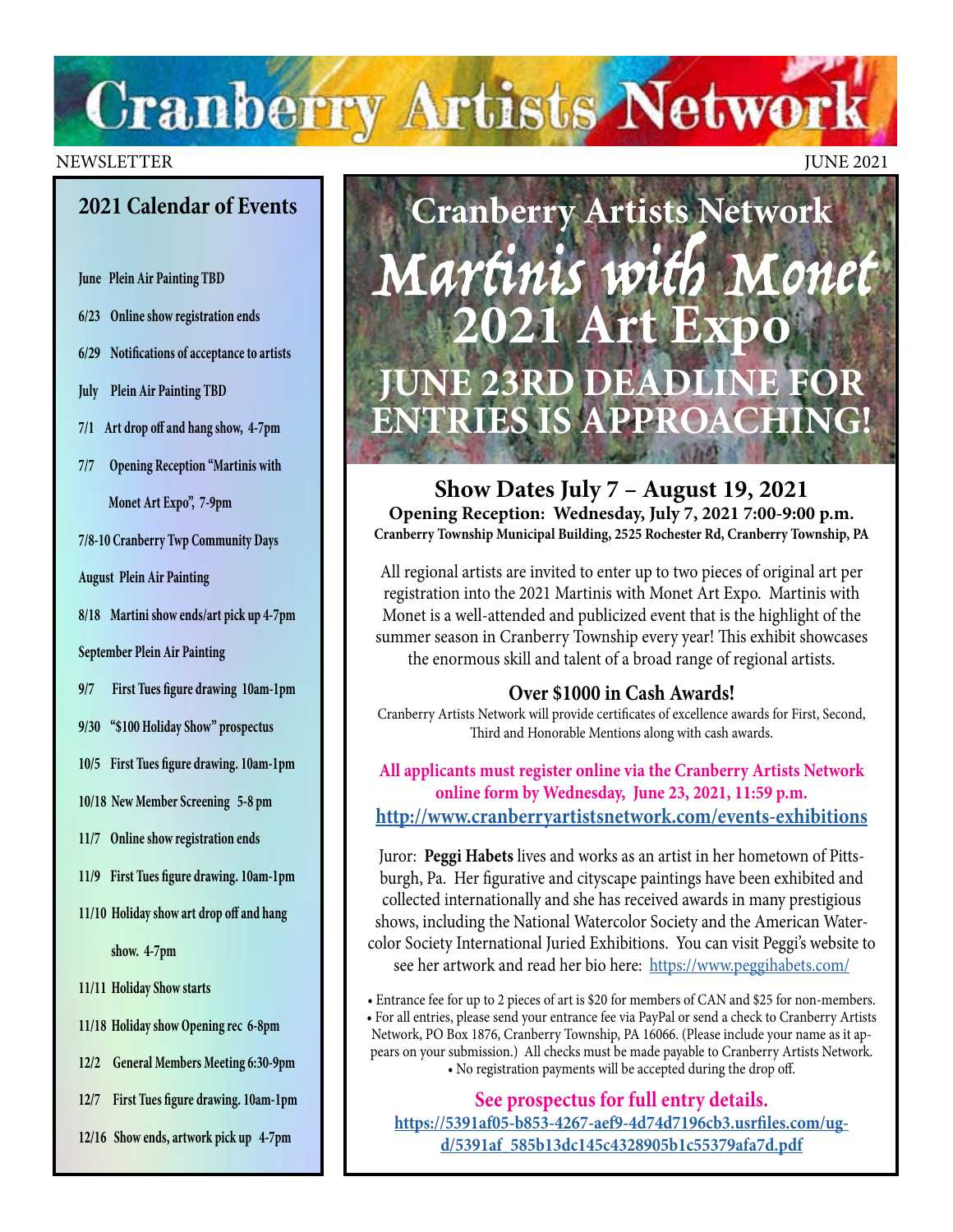# Cranberry Artists Network

NEWSLETTER JUNE 2021

## 2021 Calendar of Events

- **June Plein Air Painting TBD**
- **6/23 Online show registration ends**
- **6/29 Notifications of acceptance to artists**
- **July Plein Air Painting TBD**
- **7/1 Art drop off and hang show, 4-7pm**
- **7/7 Opening Reception "Martinis with Monet Art Expo", 7-9pm**
- **7/8-10 Cranberry Twp Community Days**
- **August Plein Air Painting**
- **8/18 Martini show ends/art pick up 4-7pm**
- **September Plein Air Painting**
- **9/7 First Tues figure drawing 10am-1pm**
- **9/30 "$100 Holiday Show" prospectus**
- **10/5 First Tues figure drawing. 10am-1pm**
- **10/18 New Member Screening 5-8 pm**
- **11/7 Online show registration ends**
- **11/9 First Tues figure drawing. 10am-1pm**
- **11/10 Holiday show art drop off and hang show. 4-7pm**
- **11/11 Holiday Show starts**
- **11/18 Holiday show Opening rec 6-8pm**
- **12/2 General Members Meeting 6:30-9pm**
- **12/7 First Tues figure drawing. 10am-1pm**
- **12/16 Show ends, artwork pick up 4-7pm**

## Cranberry Artists Network

# *Martinis with Monet*

## 2021 Art Expo

## JUNE 23RD DEADLINE FOR ENTRIES IS APPROACHING!

### Show Dates July 7 – August 19, 2021

**Opening Reception: Wednesday, July 7, 2021 7:00-9:00 p.m.**

**Cranberry Township Municipal Building, 2525 Rochester Rd, Cranberry Township, PA**

All regional artists are invited to enter up to two pieces of original art per registration into the 2021 Martinis with Monet Art Expo. Martinis with Monet is a well-attended and publicized event that is the highlight of the summer season in Cranberry Township every year! This exhibit showcases the enormous skill and talent of a broad range of regional artists.

### Over $1000 in Cash Awards!

Cranberry Artists Network will provide certificates of excellence awards for First, Second, Third and Honorable Mentions along with cash awards.

**All applicants must register online via the Cranberry Artists Network online form by Wednesday, June 23, 2021, 11:59 p.m.**

**http://www.cranberryartistsnetwork.com/events-exhibitions**

Juror: **Peggi Habets** lives and works as an artist in her hometown of Pittsburgh, Pa. Her figurative and cityscape paintings have been exhibited and collected internationally and she has received awards in many prestigious shows, including the National Watercolor Society and the American Watercolor Society International Juried Exhibitions. You can visit Peggi's website to see her artwork and read her bio here: https://www.peggihabets.com/

- Entrance fee for up to 2 pieces of art is $20 for members of CAN and $25 for non-members.
- For all entries, please send your entrance fee via PayPal or send a check to Cranberry Artists Network, PO Box 1876, Cranberry Township, PA 16066. (Please include your name as it appears on your submission.) All checks must be made payable to Cranberry Artists Network.
- No registration payments will be accepted during the drop off.

**See prospectus for full entry details.**

**https://5391af05-b853-4267-aef9-4d74d7196cb3.usrfiles.com/ugd/5391af_585b13dc145c4328905b1c55379afa7d.pdf**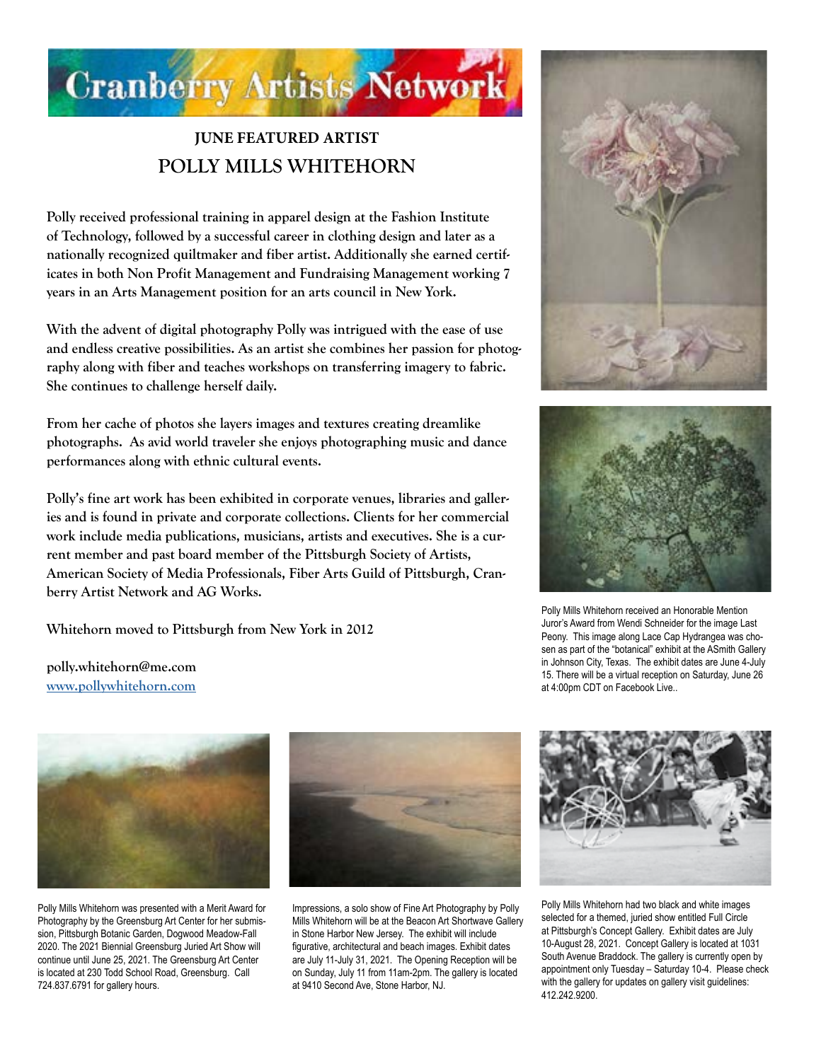# Cranberry Artists Network

## JUNE FEATURED ARTIST

## POLLY MILLS WHITEHORN

**Polly received professional training in apparel design at the Fashion Institute of Technology, followed by a successful career in clothing design and later as a nationally recognized quiltmaker and fiber artist. Additionally she earned certificates in both Non Profit Management and Fundraising Management working 7 years in an Arts Management position for an arts council in New York.**

**With the advent of digital photography Polly was intrigued with the ease of use and endless creative possibilities. As an artist she combines her passion for photography along with fiber and teaches workshops on transferring imagery to fabric. She continues to challenge herself daily.**

**From her cache of photos she layers images and textures creating dreamlike photographs. As avid world traveler she enjoys photographing music and dance performances along with ethnic cultural events.**

**Polly's fine art work has been exhibited in corporate venues, libraries and galleries and is found in private and corporate collections. Clients for her commercial work include media publications, musicians, artists and executives. She is a current member and past board member of the Pittsburgh Society of Artists, American Society of Media Professionals, Fiber Arts Guild of Pittsburgh, Cranberry Artist Network and AG Works.**

**Whitehorn moved to Pittsburgh from New York in 2012**

**polly.whitehorn@me.com**
**[www.pollywhitehorn.com](http://www.pollywhitehorn.com)**

Polly Mills Whitehorn received an Honorable Mention Juror's Award from Wendi Schneider for the image Last Peony. This image along Lace Cap Hydrangea was chosen as part of the "botanical" exhibit at the ASmith Gallery in Johnson City, Texas. The exhibit dates are June 4-July 15. There will be a virtual reception on Saturday, June 26 at 4:00pm CDT on Facebook Live..

Polly Mills Whitehorn was presented with a Merit Award for Photography by the Greensburg Art Center for her submission, Pittsburgh Botanic Garden, Dogwood Meadow-Fall 2020. The 2021 Biennial Greensburg Juried Art Show will continue until June 25, 2021. The Greensburg Art Center is located at 230 Todd School Road, Greensburg. Call 724.837.6791 for gallery hours.

Impressions, a solo show of Fine Art Photography by Polly Mills Whitehorn will be at the Beacon Art Shortwave Gallery in Stone Harbor New Jersey. The exhibit will include figurative, architectural and beach images. Exhibit dates are July 11-July 31, 2021. The Opening Reception will be on Sunday, July 11 from 11am-2pm. The gallery is located at 9410 Second Ave, Stone Harbor, NJ.

Polly Mills Whitehorn had two black and white images selected for a themed, juried show entitled Full Circle at Pittsburgh's Concept Gallery. Exhibit dates are July 10-August 28, 2021. Concept Gallery is located at 1031 South Avenue Braddock. The gallery is currently open by appointment only Tuesday – Saturday 10-4. Please check with the gallery for updates on gallery visit guidelines: 412.242.9200.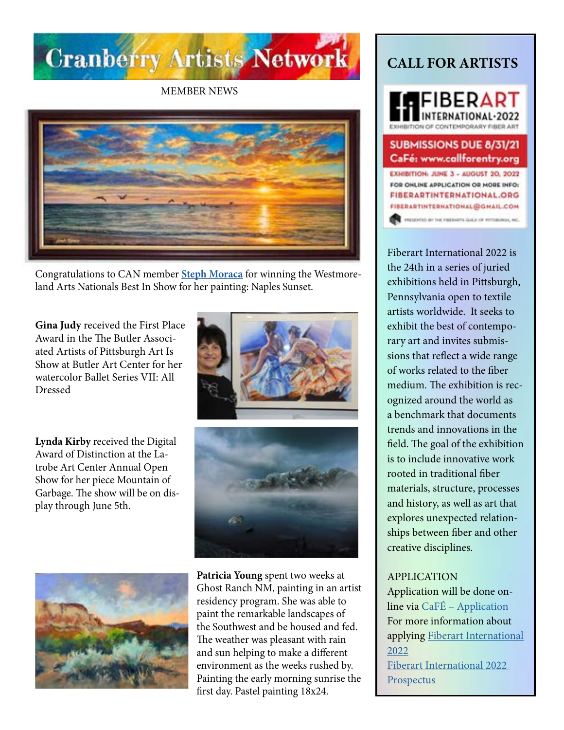# Cranberry Artists Network

MEMBER NEWS

Congratulations to CAN member **Steph Moraca** for winning the Westmoreland Arts Nationals Best In Show for her painting: Naples Sunset.

**Gina Judy** received the First Place Award in the The Butler Associated Artists of Pittsburgh Art Is Show at Butler Art Center for her watercolor Ballet Series VII: All Dressed

**Lynda Kirby** received the Digital Award of Distinction at the Latrobe Art Center Annual Open Show for her piece Mountain of Garbage. The show will be on display through June 5th.

**Patricia Young** spent two weeks at Ghost Ranch NM, painting in an artist residency program. She was able to paint the remarkable landscapes of the Southwest and be housed and fed. The weather was pleasant with rain and sun helping to make a different environment as the weeks rushed by. Painting the early morning sunrise the first day. Pastel painting 18x24.

## CALL FOR ARTISTS

FIBERART INTERNATIONAL·2022
EXHIBITION OF CONTEMPORARY FIBER ART

SUBMISSIONS DUE 8/31/21
CaFÉ: www.callforentry.org

EXHIBITION: JUNE 3 - AUGUST 20, 2022
FOR ONLINE APPLICATION OR MORE INFO:
FIBERARTINTERNATIONAL.ORG
FIBERARTINTERNATIONAL@GMAIL.COM

PRESENTED BY THE FIBERARTS GUILD OF PITTSBURGH, INC.

Fiberart International 2022 is the 24th in a series of juried exhibitions held in Pittsburgh, Pennsylvania open to textile artists worldwide. It seeks to exhibit the best of contemporary art and invites submissions that reflect a wide range of works related to the fiber medium. The exhibition is recognized around the world as a benchmark that documents trends and innovations in the field. The goal of the exhibition is to include innovative work rooted in traditional fiber materials, structure, processes and history, as well as art that explores unexpected relationships between fiber and other creative disciplines.

APPLICATION
Application will be done online via CaFÉ – Application
For more information about applying Fiberart International 2022
Fiberart International 2022 Prospectus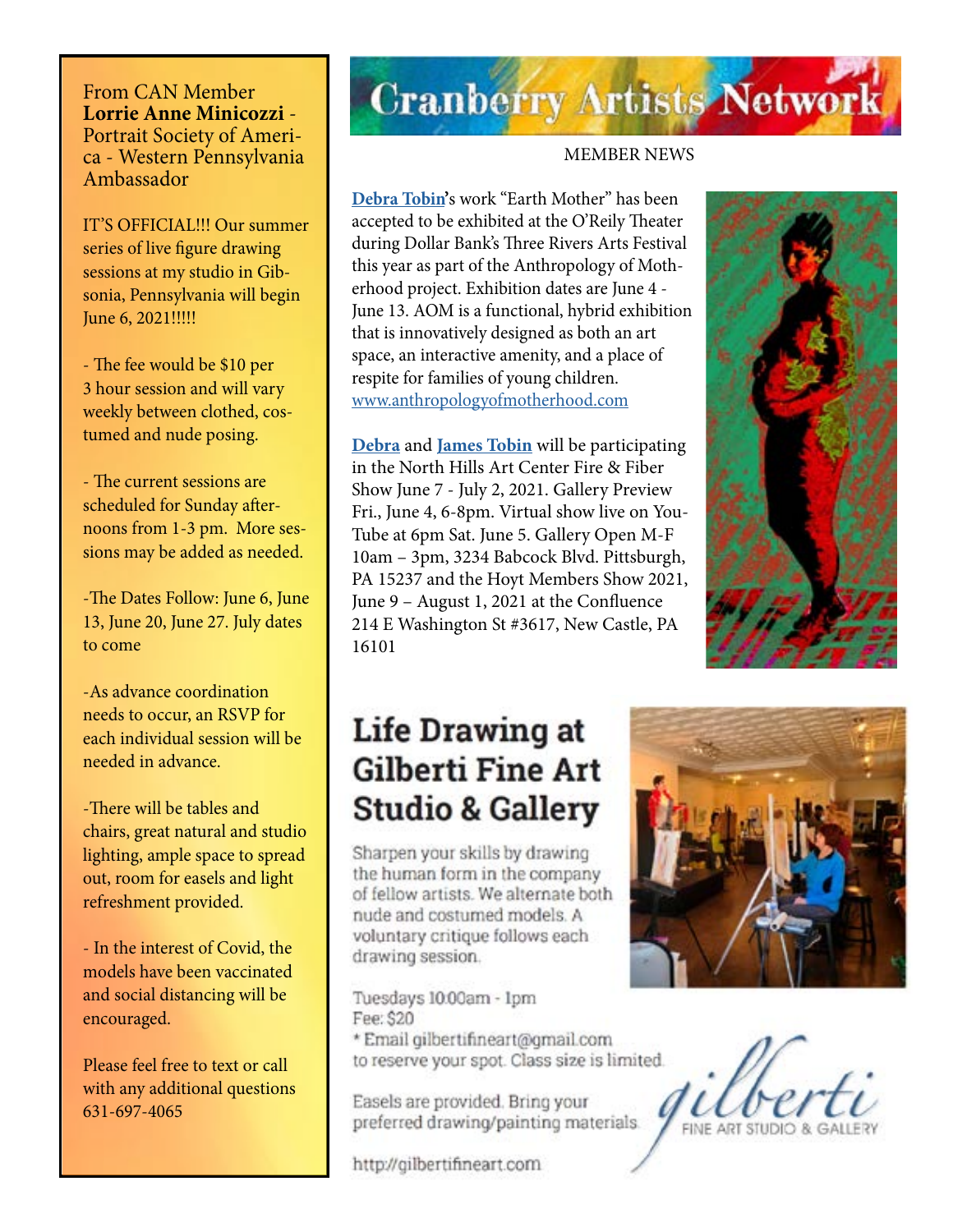# Cranberry Artists Network

MEMBER NEWS

**Debra Tobin**'s work "Earth Mother" has been accepted to be exhibited at the O'Reily Theater during Dollar Bank's Three Rivers Arts Festival this year as part of the Anthropology of Motherhood project. Exhibition dates are June 4 - June 13. AOM is a functional, hybrid exhibition that is innovatively designed as both an art space, an interactive amenity, and a place of respite for families of young children. www.anthropologyofmotherhood.com

**Debra** and **James Tobin** will be participating in the North Hills Art Center Fire & Fiber Show June 7 - July 2, 2021. Gallery Preview Fri., June 4, 6-8pm. Virtual show live on YouTube at 6pm Sat. June 5. Gallery Open M-F 10am – 3pm, 3234 Babcock Blvd. Pittsburgh, PA 15237 and the Hoyt Members Show 2021, June 9 – August 1, 2021 at the Confluence 214 E Washington St #3617, New Castle, PA 16101

From CAN Member **Lorrie Anne Minicozzi** - Portrait Society of America - Western Pennsylvania Ambassador

IT'S OFFICIAL!!! Our summer series of live figure drawing sessions at my studio in Gibsonia, Pennsylvania will begin June 6, 2021!!!!!

- The fee would be $10 per 3 hour session and will vary weekly between clothed, costumed and nude posing.

- The current sessions are scheduled for Sunday afternoons from 1-3 pm. More sessions may be added as needed.

- The Dates Follow: June 6, June 13, June 20, June 27. July dates to come

- As advance coordination needs to occur, an RSVP for each individual session will be needed in advance.

- There will be tables and chairs, great natural and studio lighting, ample space to spread out, room for easels and light refreshment provided.

- In the interest of Covid, the models have been vaccinated and social distancing will be encouraged.

Please feel free to text or call with any additional questions 631-697-4065

## Life Drawing at Gilberti Fine Art Studio & Gallery

Sharpen your skills by drawing the human form in the company of fellow artists. We alternate both nude and costumed models. A voluntary critique follows each drawing session.

Tuesdays 10:00am - 1pm
Fee: $20
* Email gilbertifineart@gmail.com to reserve your spot. Class size is limited.

Easels are provided. Bring your preferred drawing/painting materials.

http://gilbertifineart.com

gilberti FINE ART STUDIO & GALLERY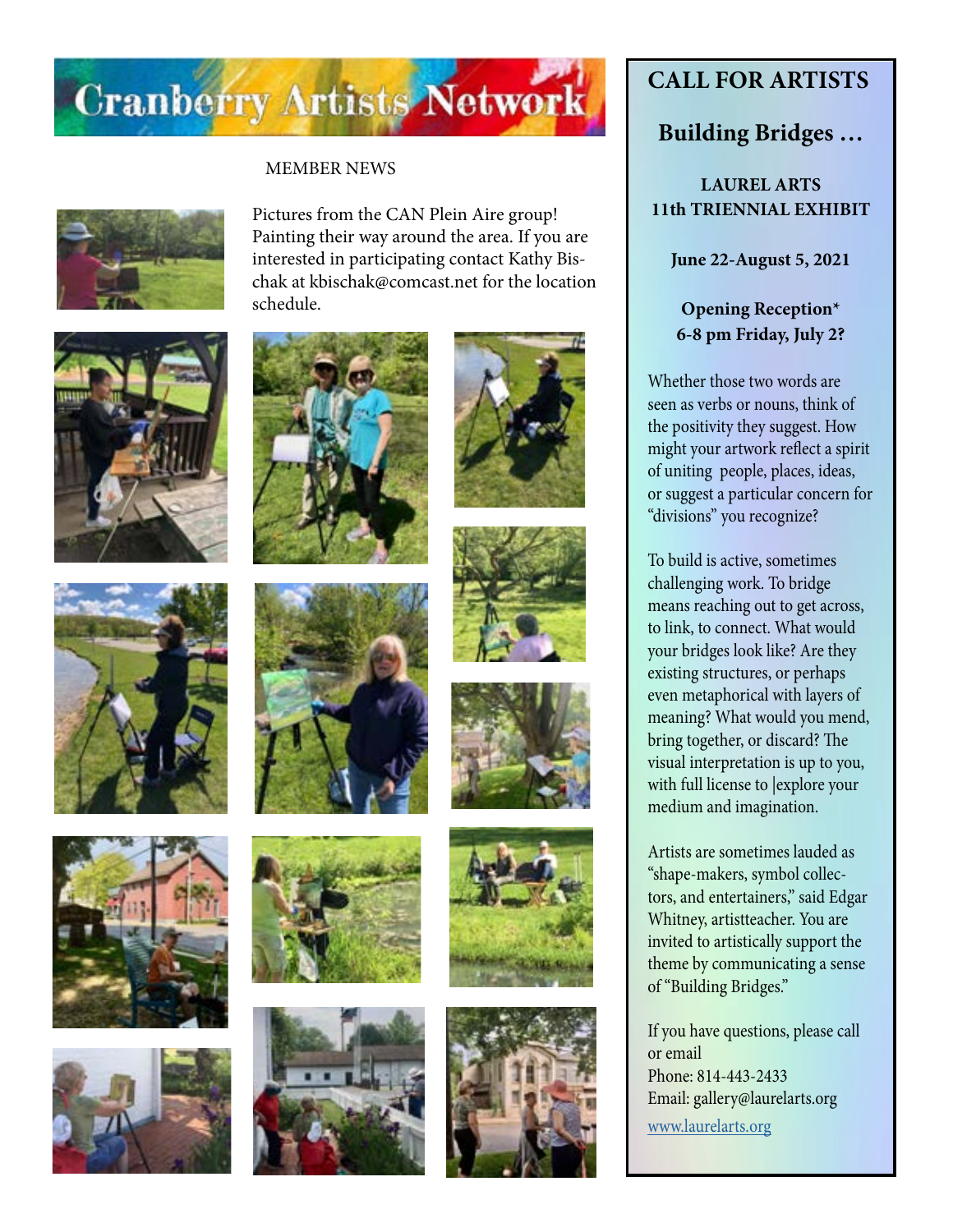# Cranberry Artists Network

MEMBER NEWS

Pictures from the CAN Plein Aire group! Painting their way around the area. If you are interested in participating contact Kathy Bischak at kbischak@comcast.net for the location schedule.

## CALL FOR ARTISTS

## Building Bridges …

**LAUREL ARTS**
**11th TRIENNIAL EXHIBIT**

**June 22-August 5, 2021**

**Opening Reception\***
**6-8 pm Friday, July 2?**

Whether those two words are seen as verbs or nouns, think of the positivity they suggest. How might your artwork reflect a spirit of uniting people, places, ideas, or suggest a particular concern for "divisions" you recognize?

To build is active, sometimes challenging work. To bridge means reaching out to get across, to link, to connect. What would your bridges look like? Are they existing structures, or perhaps even metaphorical with layers of meaning? What would you mend, bring together, or discard? The visual interpretation is up to you, with full license to |explore your medium and imagination.

Artists are sometimes lauded as "shape-makers, symbol collectors, and entertainers," said Edgar Whitney, artistteacher. You are invited to artistically support the theme by communicating a sense of "Building Bridges."

If you have questions, please call or email
Phone: 814-443-2433
Email: gallery@laurelarts.org

www.laurelarts.org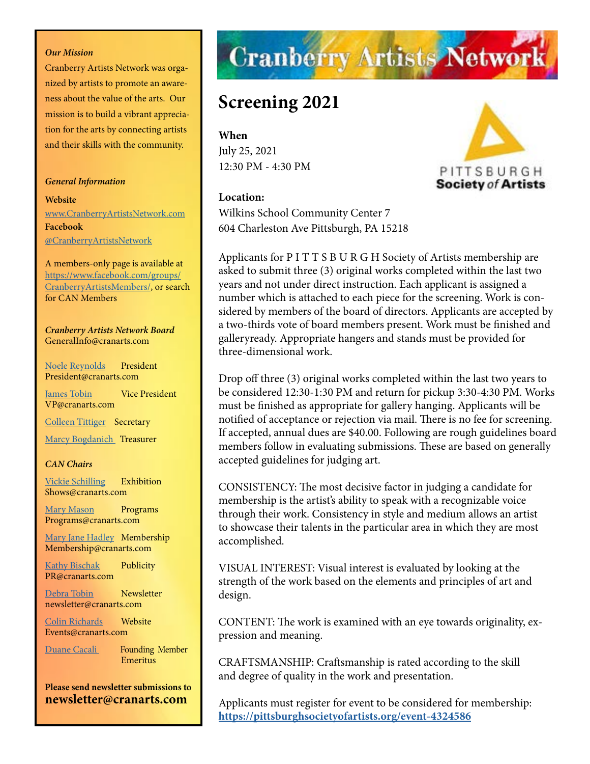# Cranberry Artists Network

## Screening 2021

**When**
July 25, 2021
12:30 PM - 4:30 PM

PITTSBURGH Society *of* Artists

**Location:**
Wilkins School Community Center 7
604 Charleston Ave Pittsburgh, PA 15218

Applicants for P I T T S B U R G H Society of Artists membership are asked to submit three (3) original works completed within the last two years and not under direct instruction. Each applicant is assigned a number which is attached to each piece for the screening. Work is considered by members of the board of directors. Applicants are accepted by a two-thirds vote of board members present. Work must be finished and galleryready. Appropriate hangers and stands must be provided for three-dimensional work.

Drop off three (3) original works completed within the last two years to be considered 12:30-1:30 PM and return for pickup 3:30-4:30 PM. Works must be finished as appropriate for gallery hanging. Applicants will be notified of acceptance or rejection via mail. There is no fee for screening. If accepted, annual dues are $40.00. Following are rough guidelines board members follow in evaluating submissions. These are based on generally accepted guidelines for judging art.

CONSISTENCY: The most decisive factor in judging a candidate for membership is the artist's ability to speak with a recognizable voice through their work. Consistency in style and medium allows an artist to showcase their talents in the particular area in which they are most accomplished.

VISUAL INTEREST: Visual interest is evaluated by looking at the strength of the work based on the elements and principles of art and design.

CONTENT: The work is examined with an eye towards originality, expression and meaning.

CRAFTSMANSHIP: Craftsmanship is rated according to the skill and degree of quality in the work and presentation.

Applicants must register for event to be considered for membership:
**https://pittsburghsocietyofartists.org/event-4324586**

---

*Our Mission*

Cranberry Artists Network was organized by artists to promote an awareness about the value of the arts. Our mission is to build a vibrant appreciation for the arts by connecting artists and their skills with the community.

*General Information*

**Website**
www.CranberryArtistsNetwork.com
**Facebook**
@CranberryArtistsNetwork

A members-only page is available at https://www.facebook.com/groups/CranberryArtistsMembers/, or search for CAN Members

***Cranberry Artists Network Board***
GeneralInfo@cranarts.com

Noele Reynolds President
President@cranarts.com

James Tobin Vice President
VP@cranarts.com

Colleen Tittiger Secretary

Marcy Bogdanich Treasurer

***CAN Chairs***

Vickie Schilling Exhibition
Shows@cranarts.com

Mary Mason Programs
Programs@cranarts.com

Mary Jane Hadley Membership
Membership@cranarts.com

Kathy Bischak Publicity
PR@cranarts.com

Debra Tobin Newsletter
newsletter@cranarts.com

Colin Richards Website
Events@cranarts.com

Duane Cacali Founding Member Emeritus

**Please send newsletter submissions to**
**newsletter@cranarts.com**